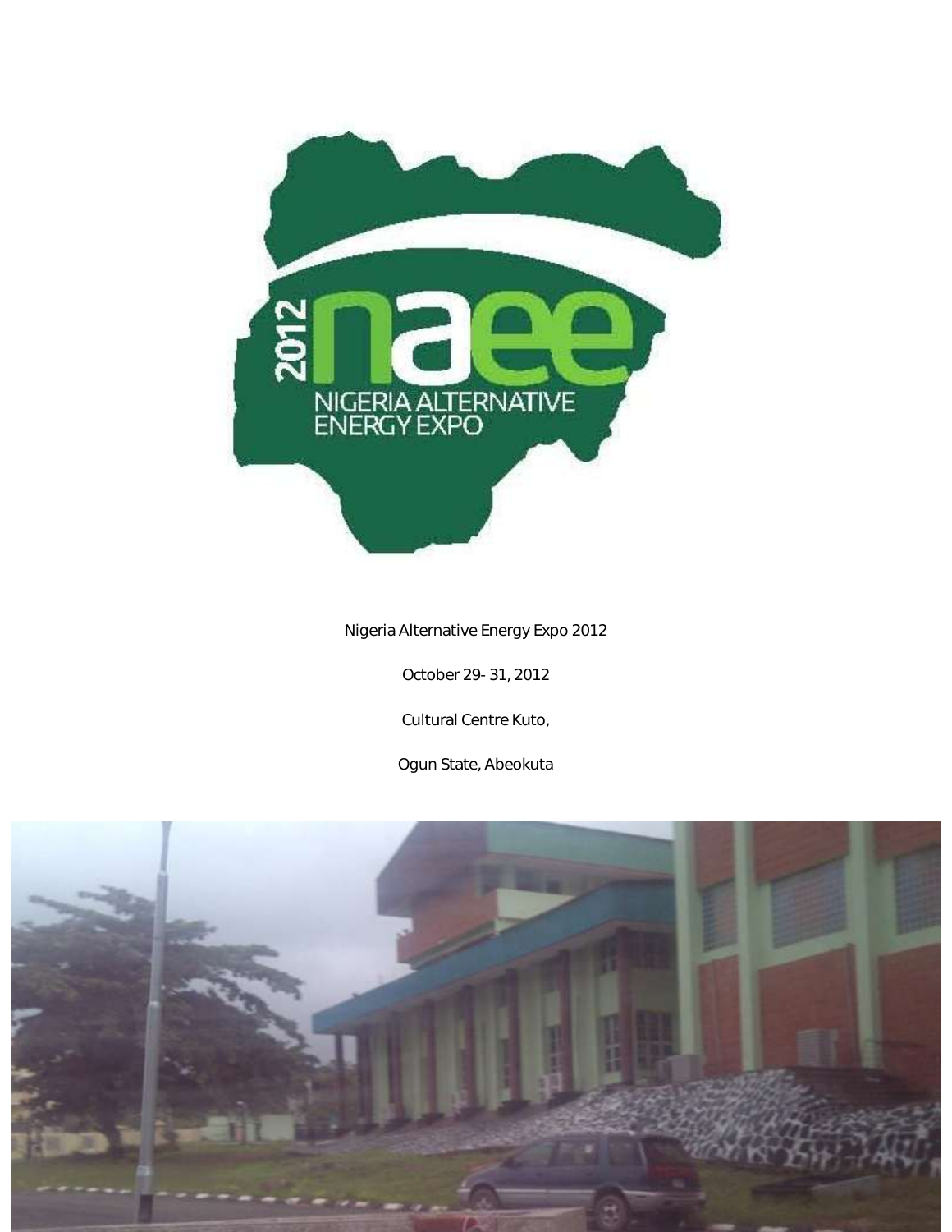Nigeria Alternative Energy Expo 2012

October 29- 31, 2012

Cultural Centre Kuto,

Ogun State, Abeokuta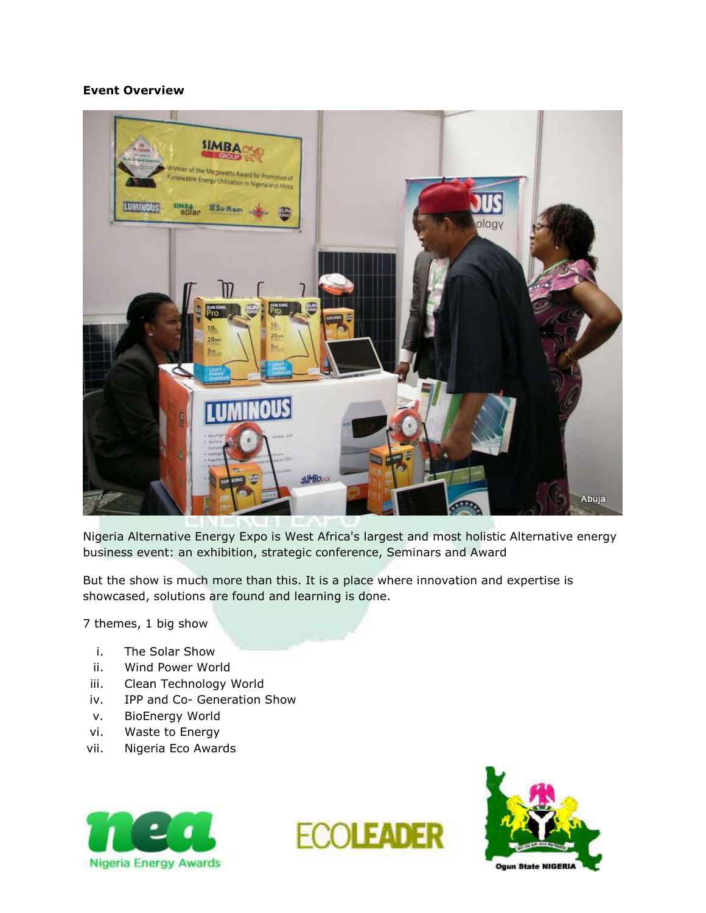**Event Overview**

Nigeria Alternative Energy Expo is West Africa's largest and most holistic Alternative energy business event: an exhibition, strategic conference, Seminars and Award

But the show is much more than this. It is a place where innovation and expertise is showcased, solutions are found and learning is done.

7 themes, 1 big show

i. The Solar Show
ii. Wind Power World
iii. Clean Technology World
iv. IPP and Co- Generation Show
v. BioEnergy World
vi. Waste to Energy
vii. Nigeria Eco Awards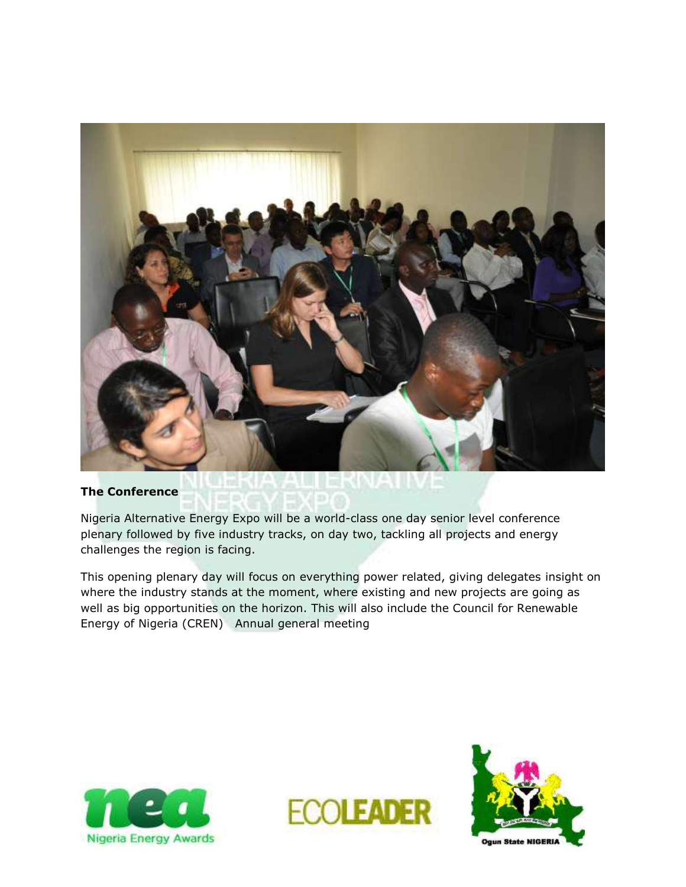**The Conference**

Nigeria Alternative Energy Expo will be a world-class one day senior level conference plenary followed by five industry tracks, on day two, tackling all projects and energy challenges the region is facing.

This opening plenary day will focus on everything power related, giving delegates insight on where the industry stands at the moment, where existing and new projects are going as well as big opportunities on the horizon. This will also include the Council for Renewable Energy of Nigeria (CREN)   Annual general meeting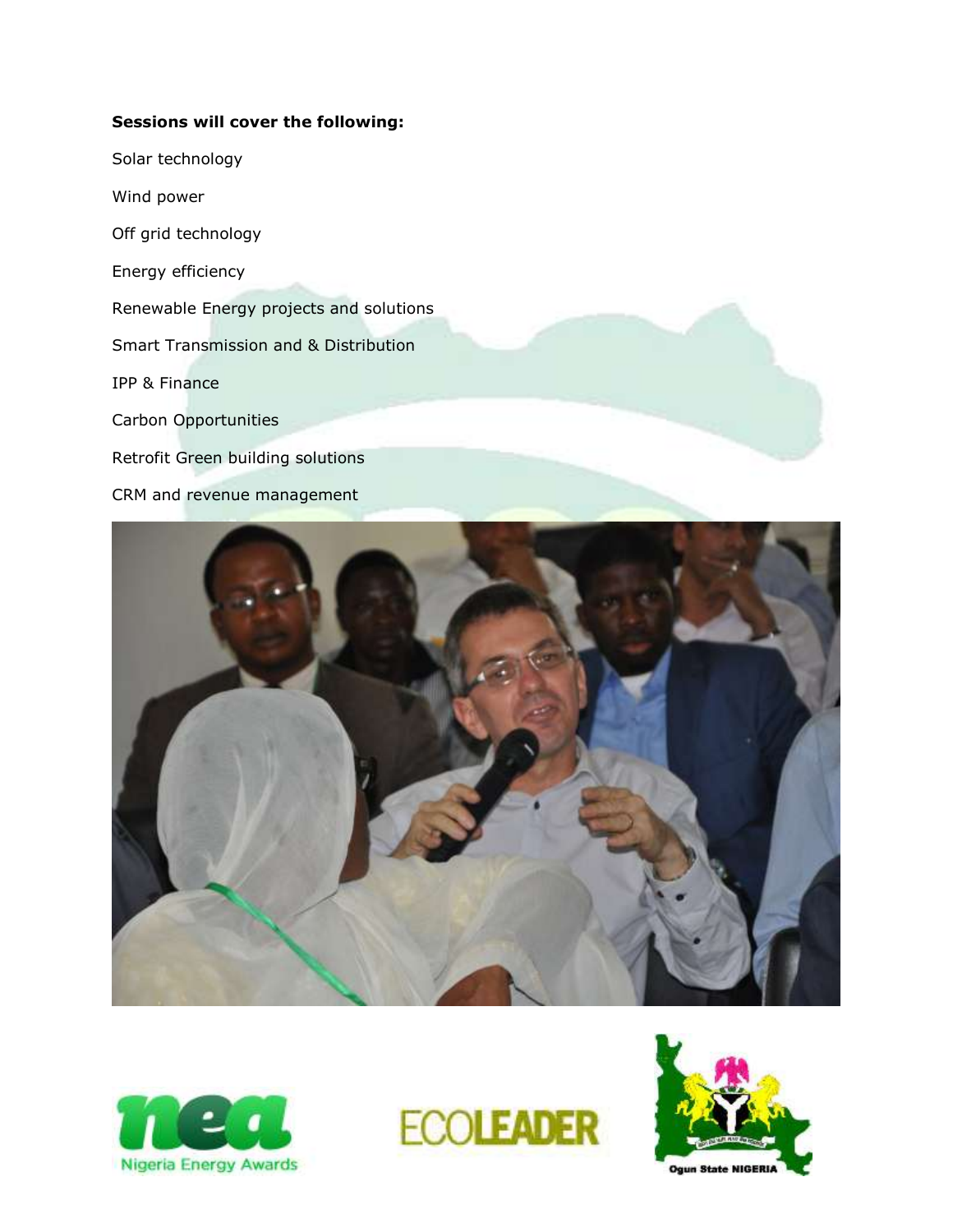**Sessions will cover the following:**

Solar technology

Wind power

Off grid technology

Energy efficiency

Renewable Energy projects and solutions

Smart Transmission and & Distribution

IPP & Finance

Carbon Opportunities

Retrofit Green building solutions

CRM and revenue management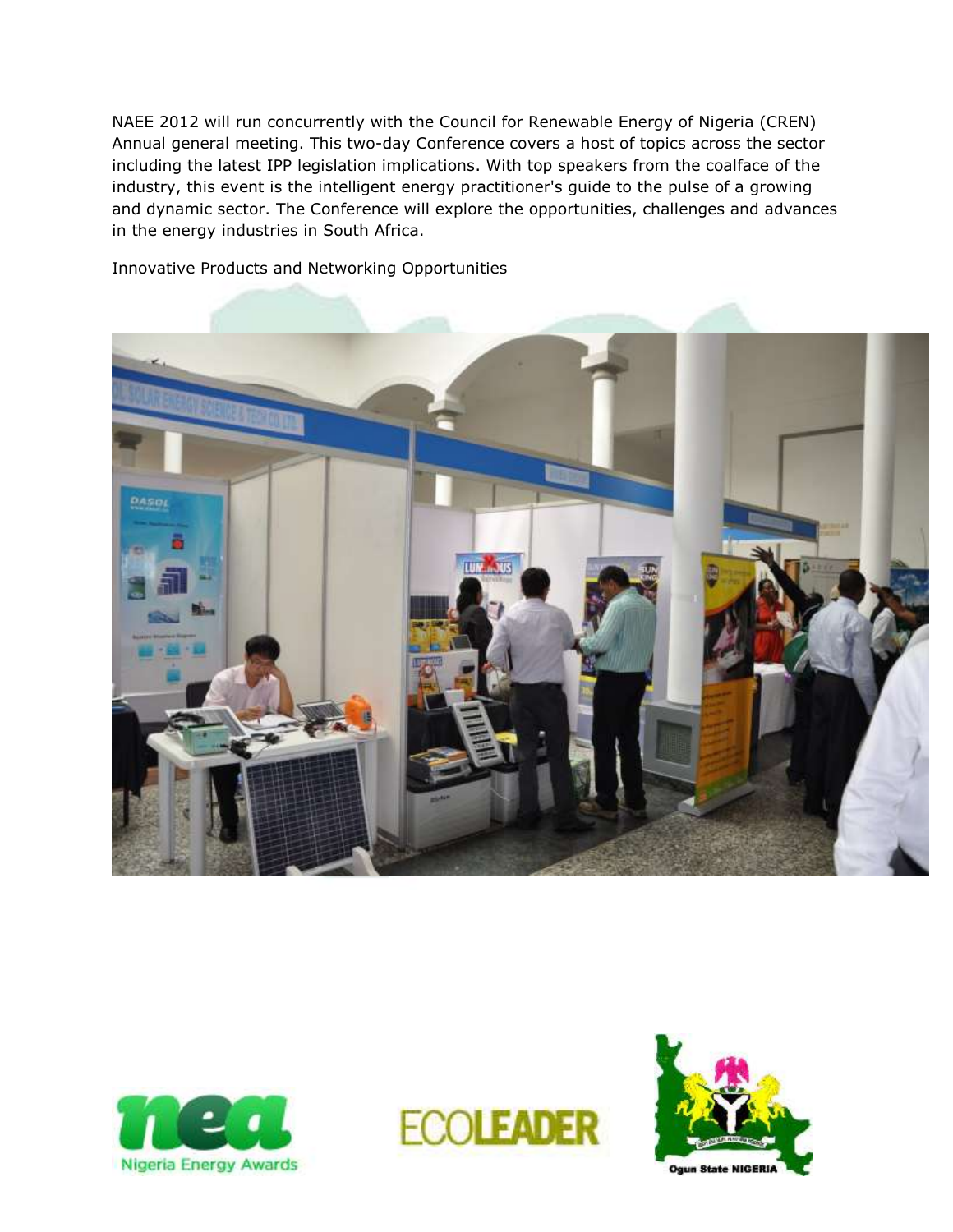NAEE 2012 will run concurrently with the Council for Renewable Energy of Nigeria (CREN) Annual general meeting. This two-day Conference covers a host of topics across the sector including the latest IPP legislation implications. With top speakers from the coalface of the industry, this event is the intelligent energy practitioner's guide to the pulse of a growing and dynamic sector. The Conference will explore the opportunities, challenges and advances in the energy industries in South Africa.

Innovative Products and Networking Opportunities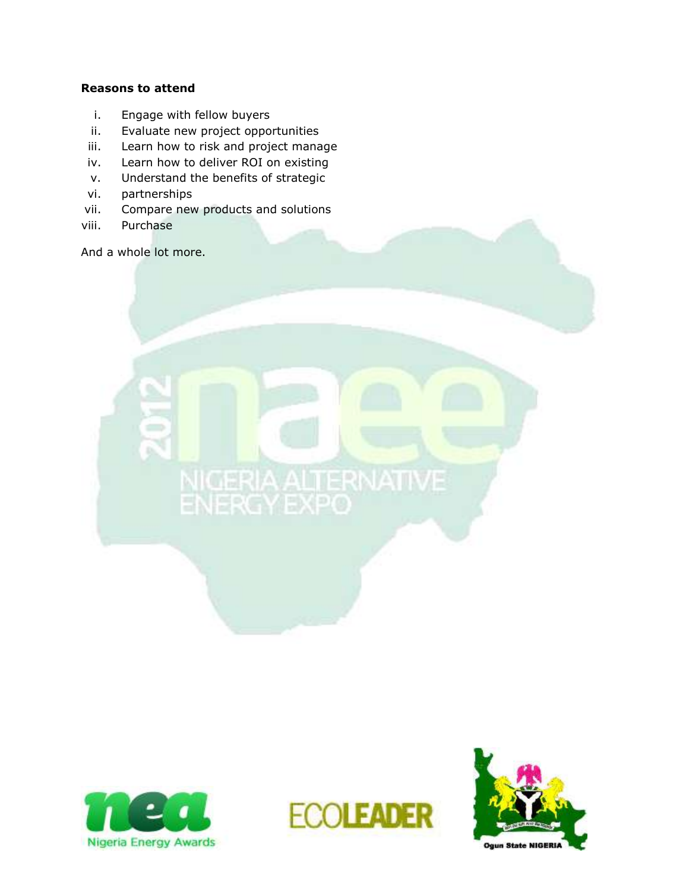**Reasons to attend**

i. Engage with fellow buyers
ii. Evaluate new project opportunities
iii. Learn how to risk and project manage
iv. Learn how to deliver ROI on existing
v. Understand the benefits of strategic
vi. partnerships
vii. Compare new products and solutions
viii. Purchase

And a whole lot more.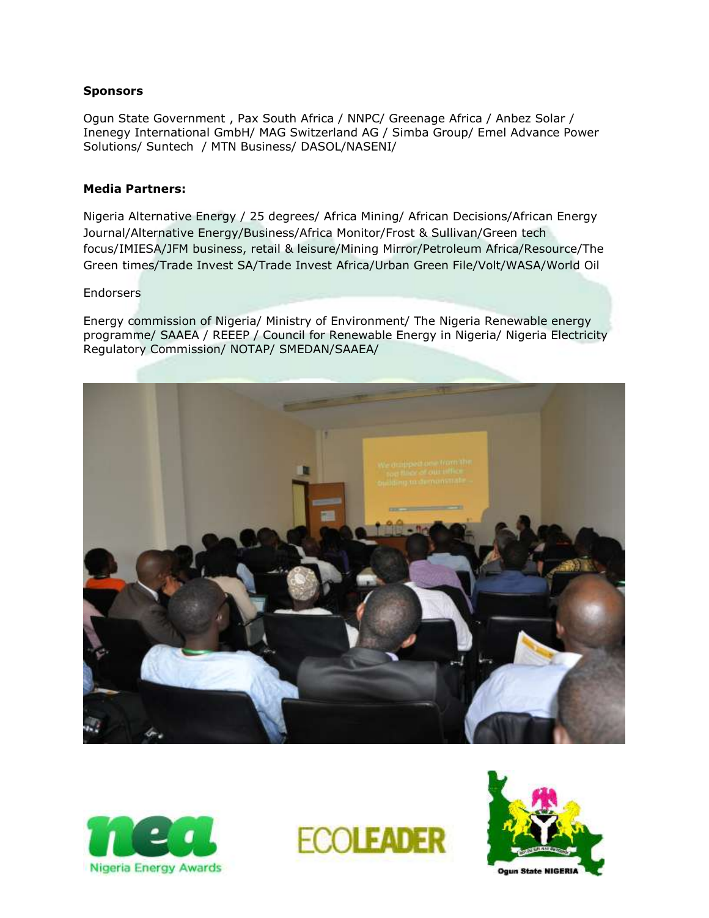**Sponsors**

Ogun State Government , Pax South Africa / NNPC/ Greenage Africa / Anbez Solar / Inenegy International GmbH/ MAG Switzerland AG / Simba Group/ Emel Advance Power Solutions/ Suntech / MTN Business/ DASOL/NASENI/

**Media Partners:**

Nigeria Alternative Energy / 25 degrees/ Africa Mining/ African Decisions/African Energy Journal/Alternative Energy/Business/Africa Monitor/Frost & Sullivan/Green tech focus/IMIESA/JFM business, retail & leisure/Mining Mirror/Petroleum Africa/Resource/The Green times/Trade Invest SA/Trade Invest Africa/Urban Green File/Volt/WASA/World Oil

Endorsers

Energy commission of Nigeria/ Ministry of Environment/ The Nigeria Renewable energy programme/ SAAEA / REEEP / Council for Renewable Energy in Nigeria/ Nigeria Electricity Regulatory Commission/ NOTAP/ SMEDAN/SAAEA/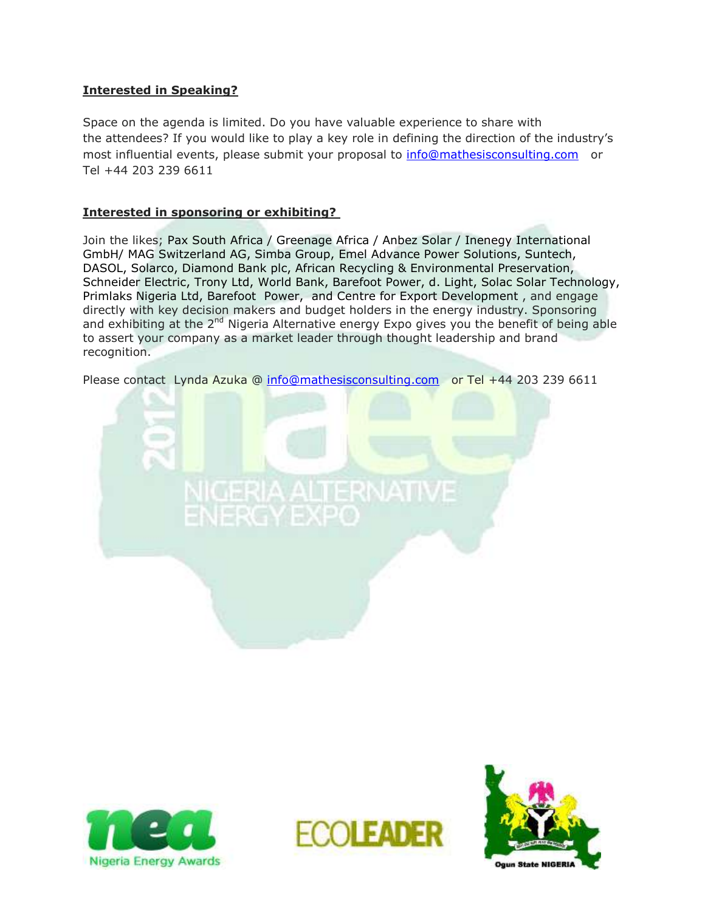**Interested in Speaking?**

Space on the agenda is limited. Do you have valuable experience to share with the attendees? If you would like to play a key role in defining the direction of the industry's most influential events, please submit your proposal to info@mathesisconsulting.com or Tel +44 203 239 6611

**Interested in sponsoring or exhibiting?**

Join the likes; Pax South Africa / Greenage Africa / Anbez Solar / Inenegy International GmbH/ MAG Switzerland AG, Simba Group, Emel Advance Power Solutions, Suntech, DASOL, Solarco, Diamond Bank plc, African Recycling & Environmental Preservation, Schneider Electric, Trony Ltd, World Bank, Barefoot Power, d. Light, Solac Solar Technology, Primlaks Nigeria Ltd, Barefoot Power, and Centre for Export Development , and engage directly with key decision makers and budget holders in the energy industry. Sponsoring and exhibiting at the 2nd Nigeria Alternative energy Expo gives you the benefit of being able to assert your company as a market leader through thought leadership and brand recognition.

Please contact Lynda Azuka @ info@mathesisconsulting.com or Tel +44 203 239 6611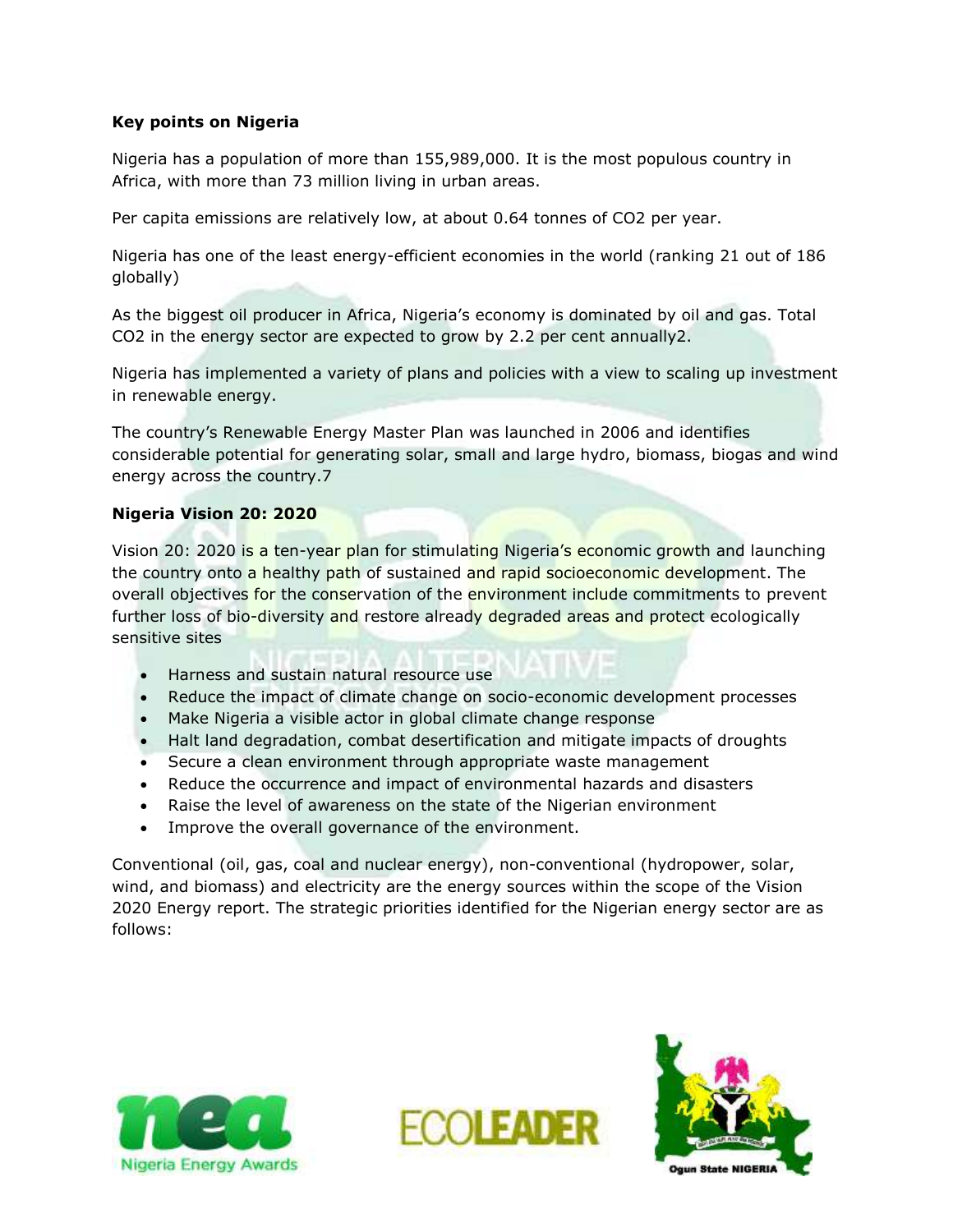**Key points on Nigeria**

Nigeria has a population of more than 155,989,000. It is the most populous country in Africa, with more than 73 million living in urban areas.

Per capita emissions are relatively low, at about 0.64 tonnes of $CO_2$ per year.

Nigeria has one of the least energy-efficient economies in the world (ranking 21 out of 186 globally)

As the biggest oil producer in Africa, Nigeria's economy is dominated by oil and gas. Total $CO_2$ in the energy sector are expected to grow by 2.2 per cent annually2.

Nigeria has implemented a variety of plans and policies with a view to scaling up investment in renewable energy.

The country's Renewable Energy Master Plan was launched in 2006 and identifies considerable potential for generating solar, small and large hydro, biomass, biogas and wind energy across the country.7

**Nigeria Vision 20: 2020**

Vision 20: 2020 is a ten-year plan for stimulating Nigeria's economic growth and launching the country onto a healthy path of sustained and rapid socioeconomic development. The overall objectives for the conservation of the environment include commitments to prevent further loss of bio-diversity and restore already degraded areas and protect ecologically sensitive sites

- Harness and sustain natural resource use
- Reduce the impact of climate change on socio-economic development processes
- Make Nigeria a visible actor in global climate change response
- Halt land degradation, combat desertification and mitigate impacts of droughts
- Secure a clean environment through appropriate waste management
- Reduce the occurrence and impact of environmental hazards and disasters
- Raise the level of awareness on the state of the Nigerian environment
- Improve the overall governance of the environment.

Conventional (oil, gas, coal and nuclear energy), non-conventional (hydropower, solar, wind, and biomass) and electricity are the energy sources within the scope of the Vision 2020 Energy report. The strategic priorities identified for the Nigerian energy sector are as follows: